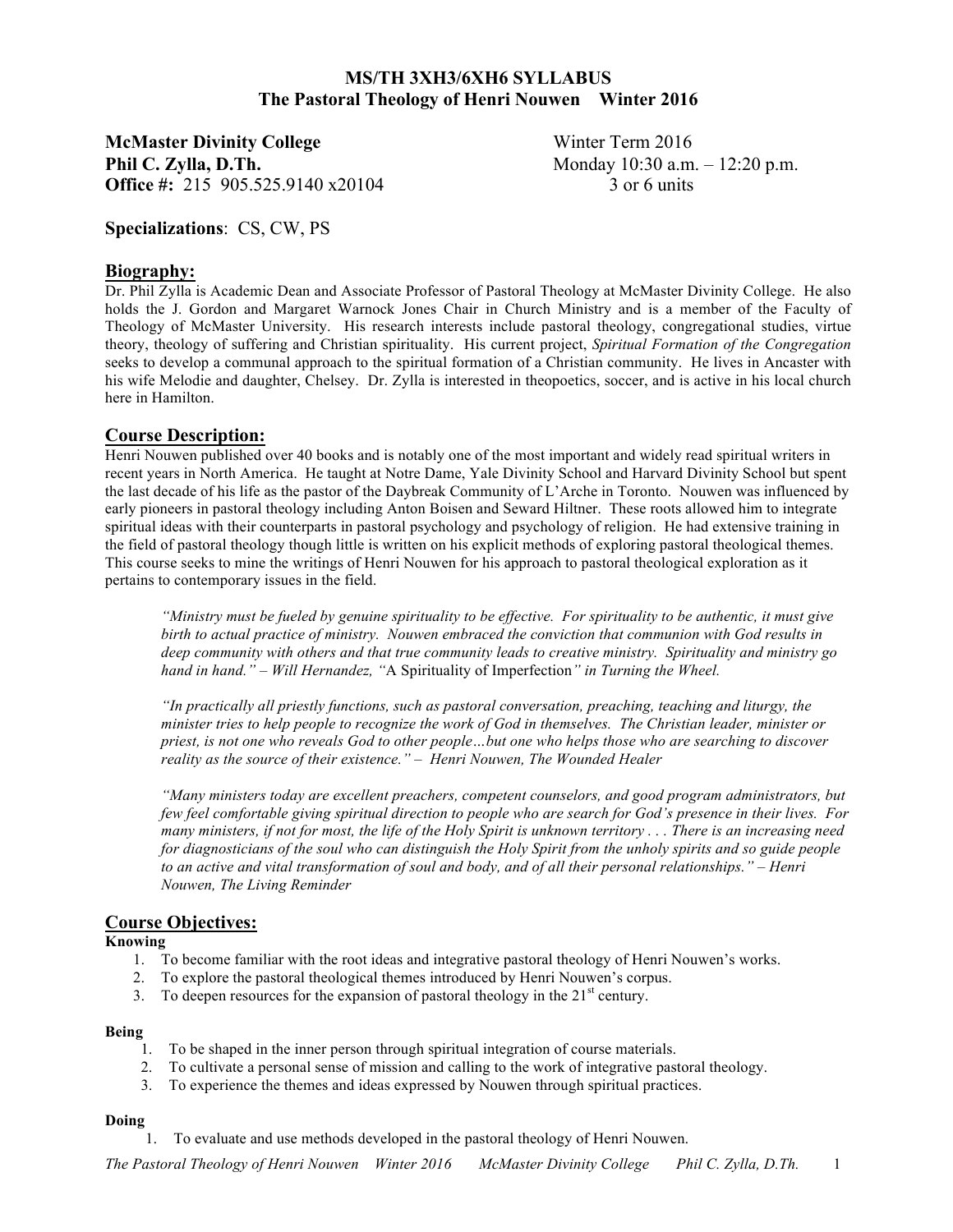# MS/TH 3XH3/6XH6 SYLLABUS
## The Pastoral Theology of Henri Nouwen Winter 2016

**McMaster Divinity College** Winter Term 2016
**Phil C. Zylla, D.Th.** Monday 10:30 a.m. – 12:20 p.m.
**Office #:** 215 905.525.9140 x20104 3 or 6 units

**Specializations**: CS, CW, PS

## Biography:

Dr. Phil Zylla is Academic Dean and Associate Professor of Pastoral Theology at McMaster Divinity College. He also holds the J. Gordon and Margaret Warnock Jones Chair in Church Ministry and is a member of the Faculty of Theology of McMaster University. His research interests include pastoral theology, congregational studies, virtue theory, theology of suffering and Christian spirituality. His current project, *Spiritual Formation of the Congregation* seeks to develop a communal approach to the spiritual formation of a Christian community. He lives in Ancaster with his wife Melodie and daughter, Chelsey. Dr. Zylla is interested in theopoetics, soccer, and is active in his local church here in Hamilton.

## Course Description:

Henri Nouwen published over 40 books and is notably one of the most important and widely read spiritual writers in recent years in North America. He taught at Notre Dame, Yale Divinity School and Harvard Divinity School but spent the last decade of his life as the pastor of the Daybreak Community of L'Arche in Toronto. Nouwen was influenced by early pioneers in pastoral theology including Anton Boisen and Seward Hiltner. These roots allowed him to integrate spiritual ideas with their counterparts in pastoral psychology and psychology of religion. He had extensive training in the field of pastoral theology though little is written on his explicit methods of exploring pastoral theological themes. This course seeks to mine the writings of Henri Nouwen for his approach to pastoral theological exploration as it pertains to contemporary issues in the field.

> *"Ministry must be fueled by genuine spirituality to be effective. For spirituality to be authentic, it must give birth to actual practice of ministry. Nouwen embraced the conviction that communion with God results in deep community with others and that true community leads to creative ministry. Spirituality and ministry go hand in hand." – Will Hernandez, "*A Spirituality of Imperfection*" in Turning the Wheel.*

> *"In practically all priestly functions, such as pastoral conversation, preaching, teaching and liturgy, the minister tries to help people to recognize the work of God in themselves. The Christian leader, minister or priest, is not one who reveals God to other people…but one who helps those who are searching to discover reality as the source of their existence." – Henri Nouwen, The Wounded Healer*

> *"Many ministers today are excellent preachers, competent counselors, and good program administrators, but few feel comfortable giving spiritual direction to people who are search for God's presence in their lives. For many ministers, if not for most, the life of the Holy Spirit is unknown territory . . . There is an increasing need for diagnosticians of the soul who can distinguish the Holy Spirit from the unholy spirits and so guide people to an active and vital transformation of soul and body, and of all their personal relationships." – Henri Nouwen, The Living Reminder*

## Course Objectives:

**Knowing**

1. To become familiar with the root ideas and integrative pastoral theology of Henri Nouwen's works.
2. To explore the pastoral theological themes introduced by Henri Nouwen's corpus.
3. To deepen resources for the expansion of pastoral theology in the 21st century.

**Being**

1. To be shaped in the inner person through spiritual integration of course materials.
2. To cultivate a personal sense of mission and calling to the work of integrative pastoral theology.
3. To experience the themes and ideas expressed by Nouwen through spiritual practices.

**Doing**

1. To evaluate and use methods developed in the pastoral theology of Henri Nouwen.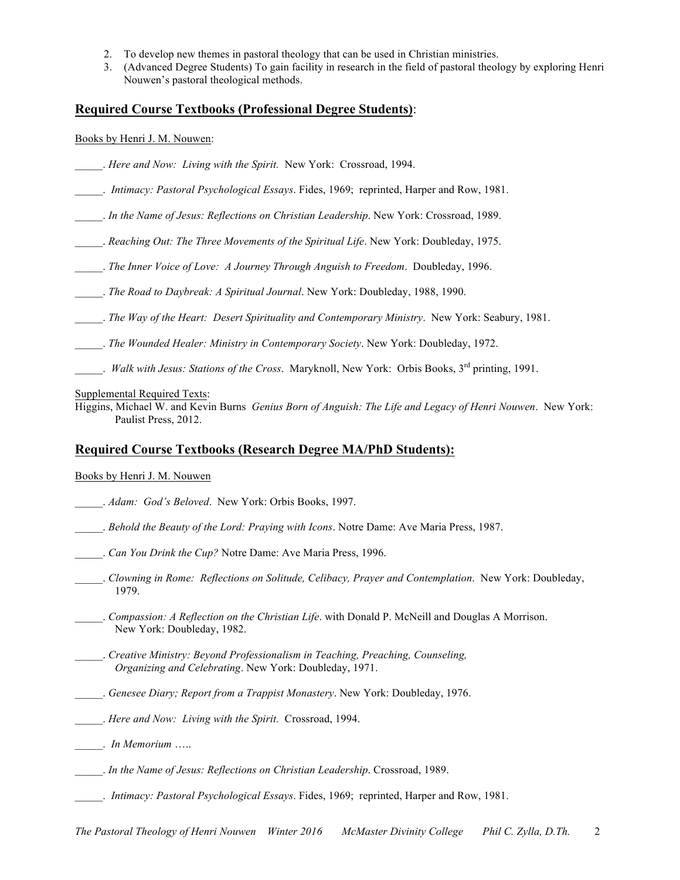2. To develop new themes in pastoral theology that can be used in Christian ministries.
3. (Advanced Degree Students) To gain facility in research in the field of pastoral theology by exploring Henri Nouwen's pastoral theological methods.

## Required Course Textbooks (Professional Degree Students):

Books by Henri J. M. Nouwen:

_____. *Here and Now: Living with the Spirit.* New York: Crossroad, 1994.

_____. *Intimacy: Pastoral Psychological Essays*. Fides, 1969; reprinted, Harper and Row, 1981.

_____. *In the Name of Jesus: Reflections on Christian Leadership*. New York: Crossroad, 1989.

_____. *Reaching Out: The Three Movements of the Spiritual Life*. New York: Doubleday, 1975.

_____. *The Inner Voice of Love: A Journey Through Anguish to Freedom*. Doubleday, 1996.

_____. *The Road to Daybreak: A Spiritual Journal*. New York: Doubleday, 1988, 1990.

_____. *The Way of the Heart: Desert Spirituality and Contemporary Ministry*. New York: Seabury, 1981.

_____. *The Wounded Healer: Ministry in Contemporary Society*. New York: Doubleday, 1972.

_____. *Walk with Jesus: Stations of the Cross*. Maryknoll, New York: Orbis Books, 3rd printing, 1991.

Supplemental Required Texts:

Higgins, Michael W. and Kevin Burns *Genius Born of Anguish: The Life and Legacy of Henri Nouwen*. New York: Paulist Press, 2012.

## Required Course Textbooks (Research Degree MA/PhD Students):

Books by Henri J. M. Nouwen

_____. *Adam: God's Beloved*. New York: Orbis Books, 1997.

_____. *Behold the Beauty of the Lord: Praying with Icons*. Notre Dame: Ave Maria Press, 1987.

_____. *Can You Drink the Cup?* Notre Dame: Ave Maria Press, 1996.

_____. *Clowning in Rome: Reflections on Solitude, Celibacy, Prayer and Contemplation*. New York: Doubleday, 1979.

_____. *Compassion: A Reflection on the Christian Life*. with Donald P. McNeill and Douglas A Morrison. New York: Doubleday, 1982.

_____. *Creative Ministry: Beyond Professionalism in Teaching, Preaching, Counseling, Organizing and Celebrating*. New York: Doubleday, 1971.

_____. *Genesee Diary; Report from a Trappist Monastery*. New York: Doubleday, 1976.

_____. *Here and Now: Living with the Spirit.* Crossroad, 1994.

_____. *In Memorium …..*

_____. *In the Name of Jesus: Reflections on Christian Leadership*. Crossroad, 1989.

_____. *Intimacy: Pastoral Psychological Essays*. Fides, 1969; reprinted, Harper and Row, 1981.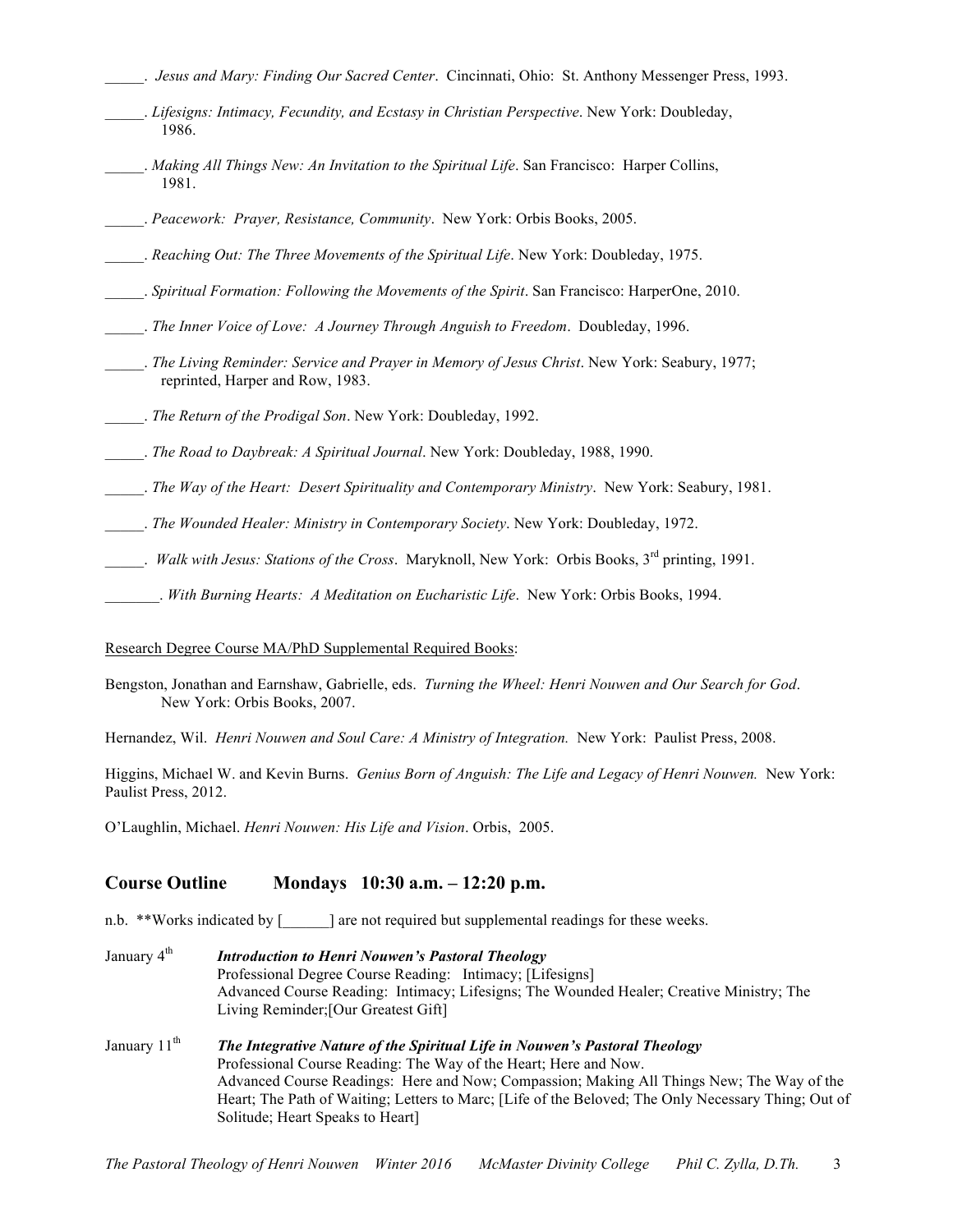_____. *Jesus and Mary: Finding Our Sacred Center*. Cincinnati, Ohio: St. Anthony Messenger Press, 1993.

_____. *Lifesigns: Intimacy, Fecundity, and Ecstasy in Christian Perspective*. New York: Doubleday, 1986.

_____. *Making All Things New: An Invitation to the Spiritual Life*. San Francisco: Harper Collins, 1981.

_____. *Peacework: Prayer, Resistance, Community*. New York: Orbis Books, 2005.

_____. *Reaching Out: The Three Movements of the Spiritual Life*. New York: Doubleday, 1975.

_____. *Spiritual Formation: Following the Movements of the Spirit*. San Francisco: HarperOne, 2010.

_____. *The Inner Voice of Love: A Journey Through Anguish to Freedom*. Doubleday, 1996.

_____. *The Living Reminder: Service and Prayer in Memory of Jesus Christ*. New York: Seabury, 1977; reprinted, Harper and Row, 1983.

_____. *The Return of the Prodigal Son*. New York: Doubleday, 1992.

_____. *The Road to Daybreak: A Spiritual Journal*. New York: Doubleday, 1988, 1990.

_____. *The Way of the Heart: Desert Spirituality and Contemporary Ministry*. New York: Seabury, 1981.

_____. *The Wounded Healer: Ministry in Contemporary Society*. New York: Doubleday, 1972.

_____. *Walk with Jesus: Stations of the Cross*. Maryknoll, New York: Orbis Books, 3rd printing, 1991.

_______. *With Burning Hearts: A Meditation on Eucharistic Life*. New York: Orbis Books, 1994.

Research Degree Course MA/PhD Supplemental Required Books:

Bengston, Jonathan and Earnshaw, Gabrielle, eds. *Turning the Wheel: Henri Nouwen and Our Search for God*. New York: Orbis Books, 2007.

Hernandez, Wil. *Henri Nouwen and Soul Care: A Ministry of Integration.* New York: Paulist Press, 2008.

Higgins, Michael W. and Kevin Burns. *Genius Born of Anguish: The Life and Legacy of Henri Nouwen.* New York: Paulist Press, 2012.

O'Laughlin, Michael. *Henri Nouwen: His Life and Vision*. Orbis, 2005.

## Course Outline Mondays 10:30 a.m. – 12:20 p.m.

n.b. **Works indicated by [______] are not required but supplemental readings for these weeks.

January 4th — ***Introduction to Henri Nouwen's Pastoral Theology***
Professional Degree Course Reading: Intimacy; [Lifesigns]
Advanced Course Reading: Intimacy; Lifesigns; The Wounded Healer; Creative Ministry; The Living Reminder;[Our Greatest Gift]

January 11th — ***The Integrative Nature of the Spiritual Life in Nouwen's Pastoral Theology***
Professional Course Reading: The Way of the Heart; Here and Now.
Advanced Course Readings: Here and Now; Compassion; Making All Things New; The Way of the Heart; The Path of Waiting; Letters to Marc; [Life of the Beloved; The Only Necessary Thing; Out of Solitude; Heart Speaks to Heart]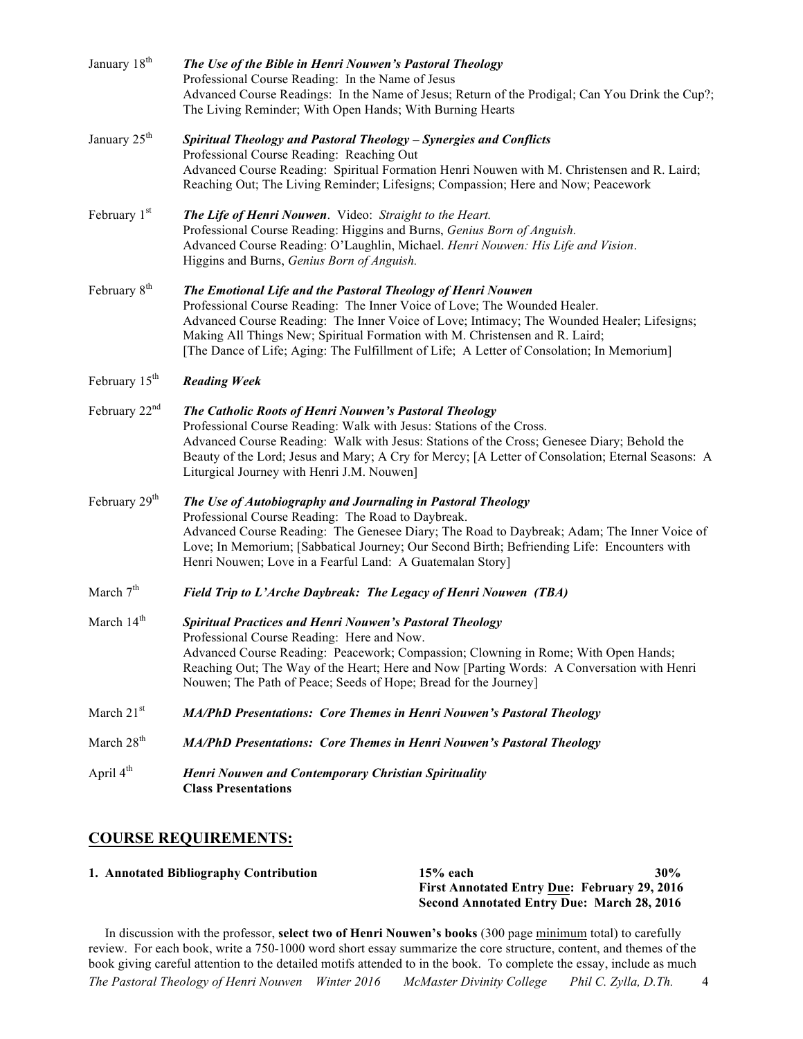January 18th **_The Use of the Bible in Henri Nouwen's Pastoral Theology_**
Professional Course Reading: In the Name of Jesus
Advanced Course Readings: In the Name of Jesus; Return of the Prodigal; Can You Drink the Cup?; The Living Reminder; With Open Hands; With Burning Hearts

January 25th **_Spiritual Theology and Pastoral Theology – Synergies and Conflicts_**
Professional Course Reading: Reaching Out
Advanced Course Reading: Spiritual Formation Henri Nouwen with M. Christensen and R. Laird; Reaching Out; The Living Reminder; Lifesigns; Compassion; Here and Now; Peacework

February 1st **_The Life of Henri Nouwen_**. Video: *Straight to the Heart.*
Professional Course Reading: Higgins and Burns, *Genius Born of Anguish.*
Advanced Course Reading: O'Laughlin, Michael. *Henri Nouwen: His Life and Vision*. Higgins and Burns, *Genius Born of Anguish.*

February 8th **_The Emotional Life and the Pastoral Theology of Henri Nouwen_**
Professional Course Reading: The Inner Voice of Love; The Wounded Healer.
Advanced Course Reading: The Inner Voice of Love; Intimacy; The Wounded Healer; Lifesigns; Making All Things New; Spiritual Formation with M. Christensen and R. Laird; [The Dance of Life; Aging: The Fulfillment of Life; A Letter of Consolation; In Memorium]

February 15th **_Reading Week_**

February 22nd **_The Catholic Roots of Henri Nouwen's Pastoral Theology_**
Professional Course Reading: Walk with Jesus: Stations of the Cross.
Advanced Course Reading: Walk with Jesus: Stations of the Cross; Genesee Diary; Behold the Beauty of the Lord; Jesus and Mary; A Cry for Mercy; [A Letter of Consolation; Eternal Seasons: A Liturgical Journey with Henri J.M. Nouwen]

February 29th **_The Use of Autobiography and Journaling in Pastoral Theology_**
Professional Course Reading: The Road to Daybreak.
Advanced Course Reading: The Genesee Diary; The Road to Daybreak; Adam; The Inner Voice of Love; In Memorium; [Sabbatical Journey; Our Second Birth; Befriending Life: Encounters with Henri Nouwen; Love in a Fearful Land: A Guatemalan Story]

March 7th **_Field Trip to L'Arche Daybreak: The Legacy of Henri Nouwen (TBA)_**

March 14th **_Spiritual Practices and Henri Nouwen's Pastoral Theology_**
Professional Course Reading: Here and Now.
Advanced Course Reading: Peacework; Compassion; Clowning in Rome; With Open Hands; Reaching Out; The Way of the Heart; Here and Now [Parting Words: A Conversation with Henri Nouwen; The Path of Peace; Seeds of Hope; Bread for the Journey]

March 21st **_MA/PhD Presentations: Core Themes in Henri Nouwen's Pastoral Theology_**

March 28th **_MA/PhD Presentations: Core Themes in Henri Nouwen's Pastoral Theology_**

April 4th **_Henri Nouwen and Contemporary Christian Spirituality_**
**Class Presentations**

## COURSE REQUIREMENTS:

**1. Annotated Bibliography Contribution** **15% each** **30%**
**First Annotated Entry Due: February 29, 2016**
**Second Annotated Entry Due: March 28, 2016**

In discussion with the professor, **select two of Henri Nouwen's books** (300 page minimum total) to carefully review. For each book, write a 750-1000 word short essay summarize the core structure, content, and themes of the book giving careful attention to the detailed motifs attended to in the book. To complete the essay, include as much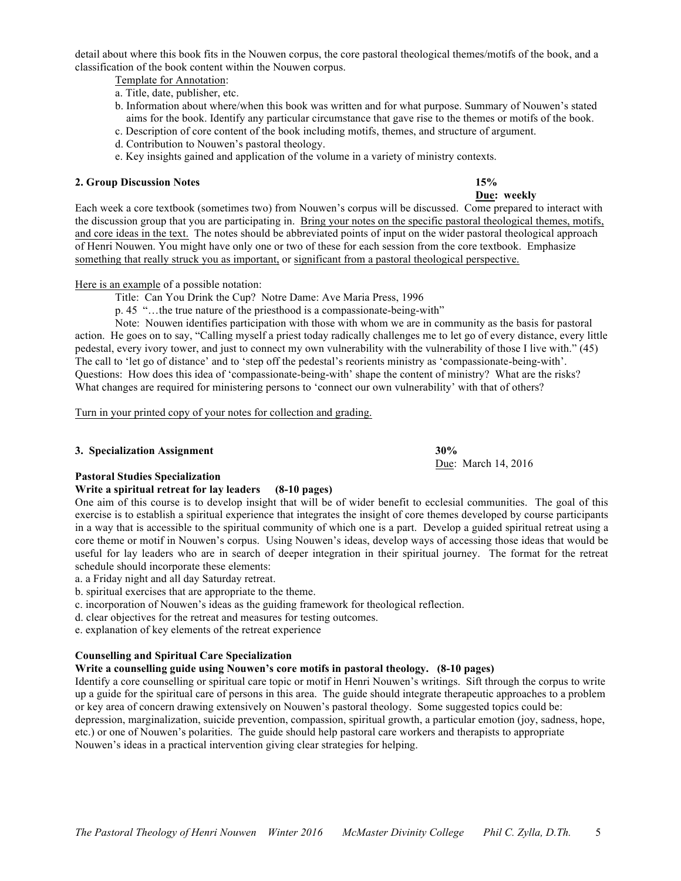detail about where this book fits in the Nouwen corpus, the core pastoral theological themes/motifs of the book, and a classification of the book content within the Nouwen corpus.

<u>Template for Annotation</u>:

a. Title, date, publisher, etc.
b. Information about where/when this book was written and for what purpose. Summary of Nouwen's stated aims for the book. Identify any particular circumstance that gave rise to the themes or motifs of the book.
c. Description of core content of the book including motifs, themes, and structure of argument.
d. Contribution to Nouwen's pastoral theology.
e. Key insights gained and application of the volume in a variety of ministry contexts.

### 2. Group Discussion Notes

**15%**
**<u>Due</u>: weekly**

Each week a core textbook (sometimes two) from Nouwen's corpus will be discussed. Come prepared to interact with the discussion group that you are participating in. <u>Bring your notes on the specific pastoral theological themes, motifs, and core ideas in the text.</u> The notes should be abbreviated points of input on the wider pastoral theological approach of Henri Nouwen. You might have only one or two of these for each session from the core textbook. Emphasize <u>something that really struck you as important,</u> or <u>significant from a pastoral theological perspective.</u>

<u>Here is an example</u> of a possible notation:

Title: Can You Drink the Cup? Notre Dame: Ave Maria Press, 1996

p. 45 "…the true nature of the priesthood is a compassionate-being-with"

Note: Nouwen identifies participation with those with whom we are in community as the basis for pastoral action. He goes on to say, "Calling myself a priest today radically challenges me to let go of every distance, every little pedestal, every ivory tower, and just to connect my own vulnerability with the vulnerability of those I live with." (45) The call to 'let go of distance' and to 'step off the pedestal's reorients ministry as 'compassionate-being-with'. Questions: How does this idea of 'compassionate-being-with' shape the content of ministry? What are the risks? What changes are required for ministering persons to 'connect our own vulnerability' with that of others?

<u>Turn in your printed copy of your notes for collection and grading.</u>

### 3. Specialization Assignment

**30%**
<u>Due</u>: March 14, 2016

**Pastoral Studies Specialization**

**Write a spiritual retreat for lay leaders (8-10 pages)**

One aim of this course is to develop insight that will be of wider benefit to ecclesial communities. The goal of this exercise is to establish a spiritual experience that integrates the insight of core themes developed by course participants in a way that is accessible to the spiritual community of which one is a part. Develop a guided spiritual retreat using a core theme or motif in Nouwen's corpus. Using Nouwen's ideas, develop ways of accessing those ideas that would be useful for lay leaders who are in search of deeper integration in their spiritual journey. The format for the retreat schedule should incorporate these elements:

a. a Friday night and all day Saturday retreat.
b. spiritual exercises that are appropriate to the theme.
c. incorporation of Nouwen's ideas as the guiding framework for theological reflection.
d. clear objectives for the retreat and measures for testing outcomes.
e. explanation of key elements of the retreat experience

**Counselling and Spiritual Care Specialization**

**Write a counselling guide using Nouwen's core motifs in pastoral theology. (8-10 pages)**

Identify a core counselling or spiritual care topic or motif in Henri Nouwen's writings. Sift through the corpus to write up a guide for the spiritual care of persons in this area. The guide should integrate therapeutic approaches to a problem or key area of concern drawing extensively on Nouwen's pastoral theology. Some suggested topics could be: depression, marginalization, suicide prevention, compassion, spiritual growth, a particular emotion (joy, sadness, hope, etc.) or one of Nouwen's polarities. The guide should help pastoral care workers and therapists to appropriate Nouwen's ideas in a practical intervention giving clear strategies for helping.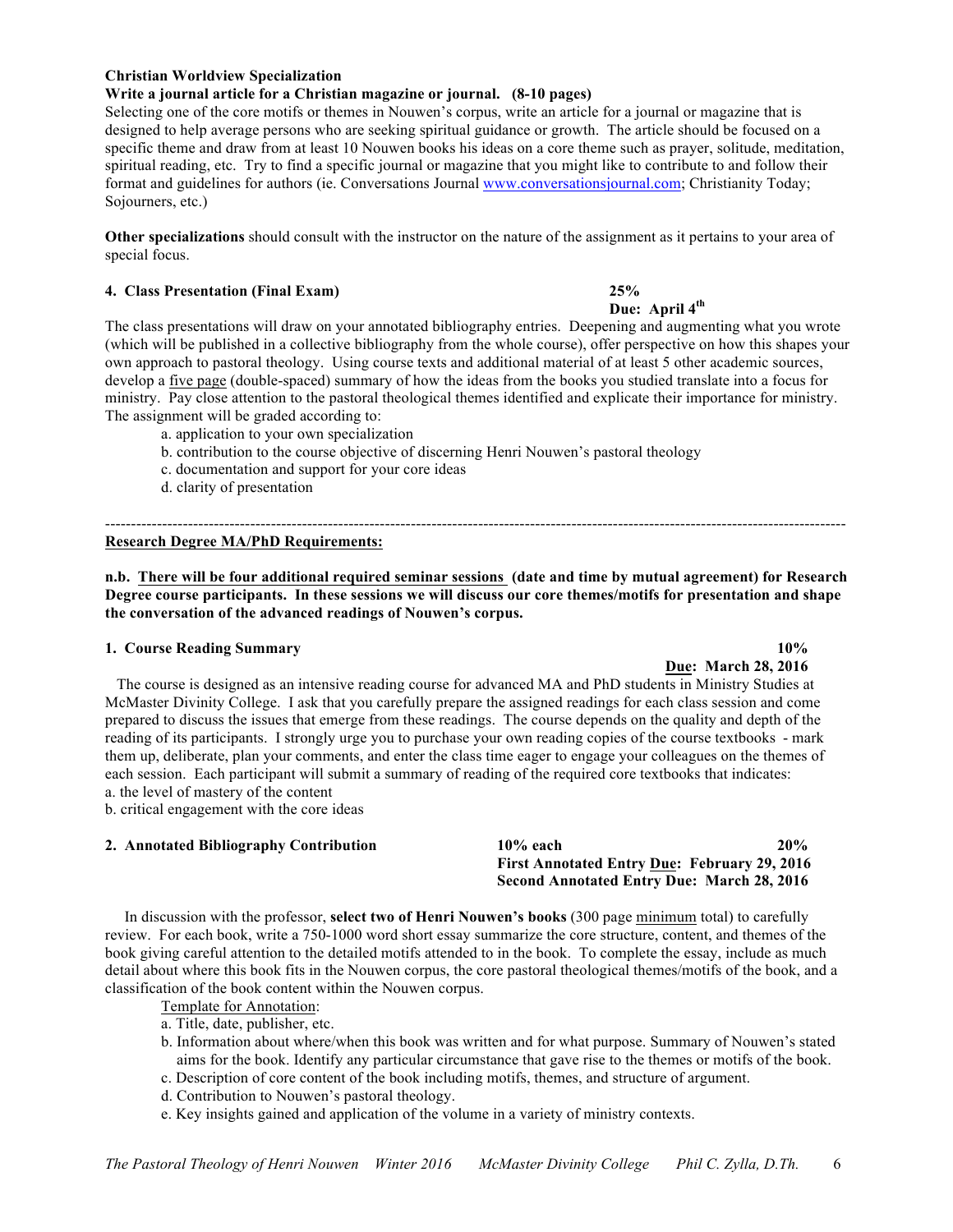**Christian Worldview Specialization**
**Write a journal article for a Christian magazine or journal. (8-10 pages)**
Selecting one of the core motifs or themes in Nouwen's corpus, write an article for a journal or magazine that is designed to help average persons who are seeking spiritual guidance or growth. The article should be focused on a specific theme and draw from at least 10 Nouwen books his ideas on a core theme such as prayer, solitude, meditation, spiritual reading, etc. Try to find a specific journal or magazine that you might like to contribute to and follow their format and guidelines for authors (ie. Conversations Journal www.conversationsjournal.com; Christianity Today; Sojourners, etc.)

**Other specializations** should consult with the instructor on the nature of the assignment as it pertains to your area of special focus.

**4. Class Presentation (Final Exam)** **25%**
**Due: April 4th**

The class presentations will draw on your annotated bibliography entries. Deepening and augmenting what you wrote (which will be published in a collective bibliography from the whole course), offer perspective on how this shapes your own approach to pastoral theology. Using course texts and additional material of at least 5 other academic sources, develop a five page (double-spaced) summary of how the ideas from the books you studied translate into a focus for ministry. Pay close attention to the pastoral theological themes identified and explicate their importance for ministry. The assignment will be graded according to:

a. application to your own specialization
b. contribution to the course objective of discerning Henri Nouwen's pastoral theology
c. documentation and support for your core ideas
d. clarity of presentation

---

**Research Degree MA/PhD Requirements:**

**n.b. There will be four additional required seminar sessions (date and time by mutual agreement) for Research Degree course participants. In these sessions we will discuss our core themes/motifs for presentation and shape the conversation of the advanced readings of Nouwen's corpus.**

**1. Course Reading Summary** **10%**
**Due: March 28, 2016**

The course is designed as an intensive reading course for advanced MA and PhD students in Ministry Studies at McMaster Divinity College. I ask that you carefully prepare the assigned readings for each class session and come prepared to discuss the issues that emerge from these readings. The course depends on the quality and depth of the reading of its participants. I strongly urge you to purchase your own reading copies of the course textbooks - mark them up, deliberate, plan your comments, and enter the class time eager to engage your colleagues on the themes of each session. Each participant will submit a summary of reading of the required core textbooks that indicates:
a. the level of mastery of the content
b. critical engagement with the core ideas

**2. Annotated Bibliography Contribution** **10% each** **20%**
**First Annotated Entry Due: February 29, 2016**
**Second Annotated Entry Due: March 28, 2016**

In discussion with the professor, **select two of Henri Nouwen's books** (300 page minimum total) to carefully review. For each book, write a 750-1000 word short essay summarize the core structure, content, and themes of the book giving careful attention to the detailed motifs attended to in the book. To complete the essay, include as much detail about where this book fits in the Nouwen corpus, the core pastoral theological themes/motifs of the book, and a classification of the book content within the Nouwen corpus.

Template for Annotation:

a. Title, date, publisher, etc.
b. Information about where/when this book was written and for what purpose. Summary of Nouwen's stated aims for the book. Identify any particular circumstance that gave rise to the themes or motifs of the book.
c. Description of core content of the book including motifs, themes, and structure of argument.
d. Contribution to Nouwen's pastoral theology.
e. Key insights gained and application of the volume in a variety of ministry contexts.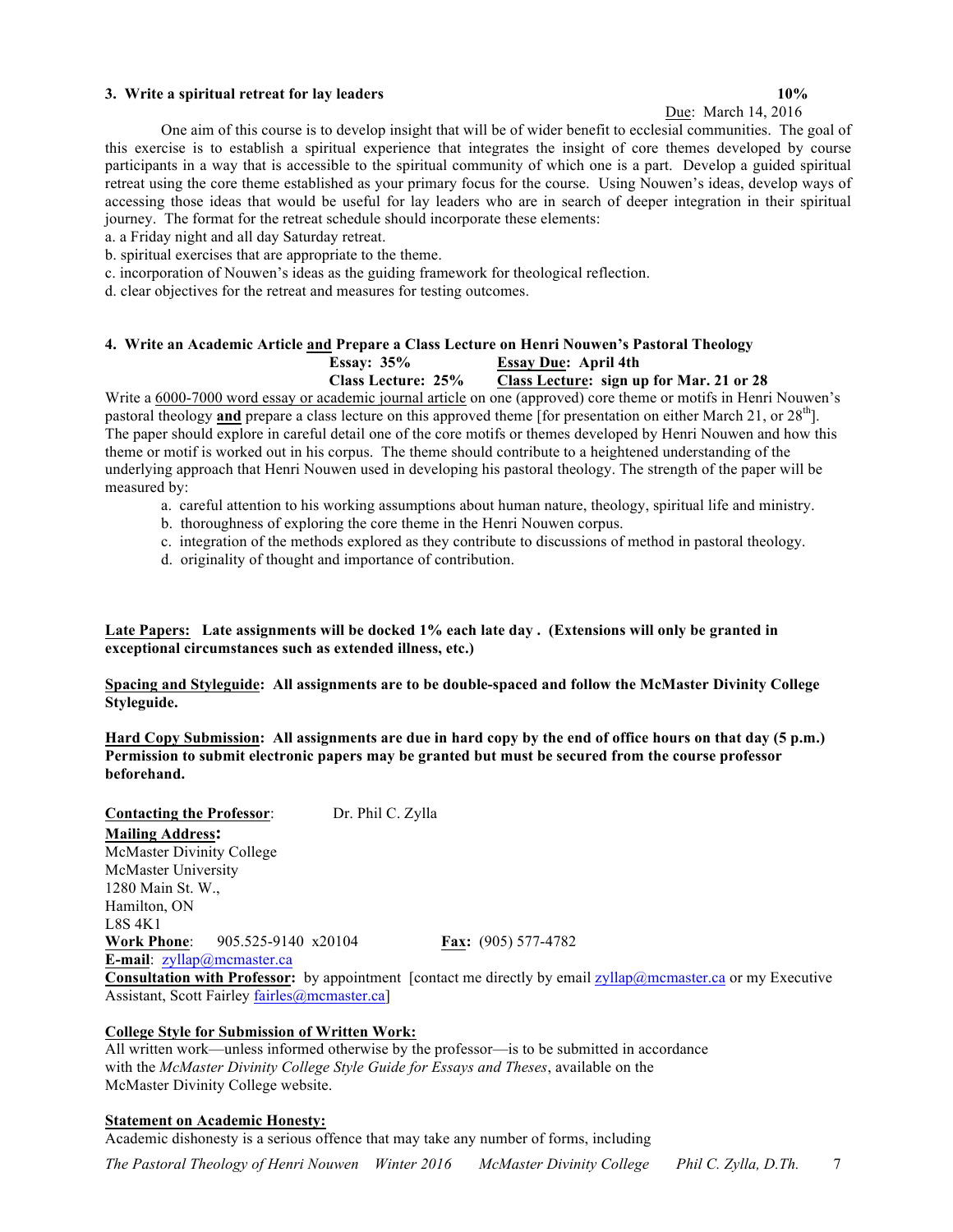**3. Write a spiritual retreat for lay leaders** **10%**

Due: March 14, 2016

One aim of this course is to develop insight that will be of wider benefit to ecclesial communities. The goal of this exercise is to establish a spiritual experience that integrates the insight of core themes developed by course participants in a way that is accessible to the spiritual community of which one is a part. Develop a guided spiritual retreat using the core theme established as your primary focus for the course. Using Nouwen's ideas, develop ways of accessing those ideas that would be useful for lay leaders who are in search of deeper integration in their spiritual journey. The format for the retreat schedule should incorporate these elements:

a. a Friday night and all day Saturday retreat.
b. spiritual exercises that are appropriate to the theme.
c. incorporation of Nouwen's ideas as the guiding framework for theological reflection.
d. clear objectives for the retreat and measures for testing outcomes.

**4. Write an Academic Article and Prepare a Class Lecture on Henri Nouwen's Pastoral Theology**

**Essay: 35%** **Essay Due: April 4th**
**Class Lecture: 25%** **Class Lecture: sign up for Mar. 21 or 28**

Write a 6000-7000 word essay or academic journal article on one (approved) core theme or motifs in Henri Nouwen's pastoral theology **and** prepare a class lecture on this approved theme [for presentation on either March 21, or 28th]. The paper should explore in careful detail one of the core motifs or themes developed by Henri Nouwen and how this theme or motif is worked out in his corpus. The theme should contribute to a heightened understanding of the underlying approach that Henri Nouwen used in developing his pastoral theology. The strength of the paper will be measured by:

a. careful attention to his working assumptions about human nature, theology, spiritual life and ministry.
b. thoroughness of exploring the core theme in the Henri Nouwen corpus.
c. integration of the methods explored as they contribute to discussions of method in pastoral theology.
d. originality of thought and importance of contribution.

**Late Papers: Late assignments will be docked 1% each late day . (Extensions will only be granted in exceptional circumstances such as extended illness, etc.)**

**Spacing and Styleguide: All assignments are to be double-spaced and follow the McMaster Divinity College Styleguide.**

**Hard Copy Submission: All assignments are due in hard copy by the end of office hours on that day (5 p.m.) Permission to submit electronic papers may be granted but must be secured from the course professor beforehand.**

**Contacting the Professor**: Dr. Phil C. Zylla

**Mailing Address:**
McMaster Divinity College
McMaster University
1280 Main St. W.,
Hamilton, ON
L8S 4K1

**Work Phone**: 905.525-9140 x20104 **Fax:** (905) 577-4782

**E-mail**: zyllap@mcmaster.ca

**Consultation with Professor:** by appointment [contact me directly by email zyllap@mcmaster.ca or my Executive Assistant, Scott Fairley fairles@mcmaster.ca]

**College Style for Submission of Written Work:**

All written work—unless informed otherwise by the professor—is to be submitted in accordance with the *McMaster Divinity College Style Guide for Essays and Theses*, available on the McMaster Divinity College website.

**Statement on Academic Honesty:**

Academic dishonesty is a serious offence that may take any number of forms, including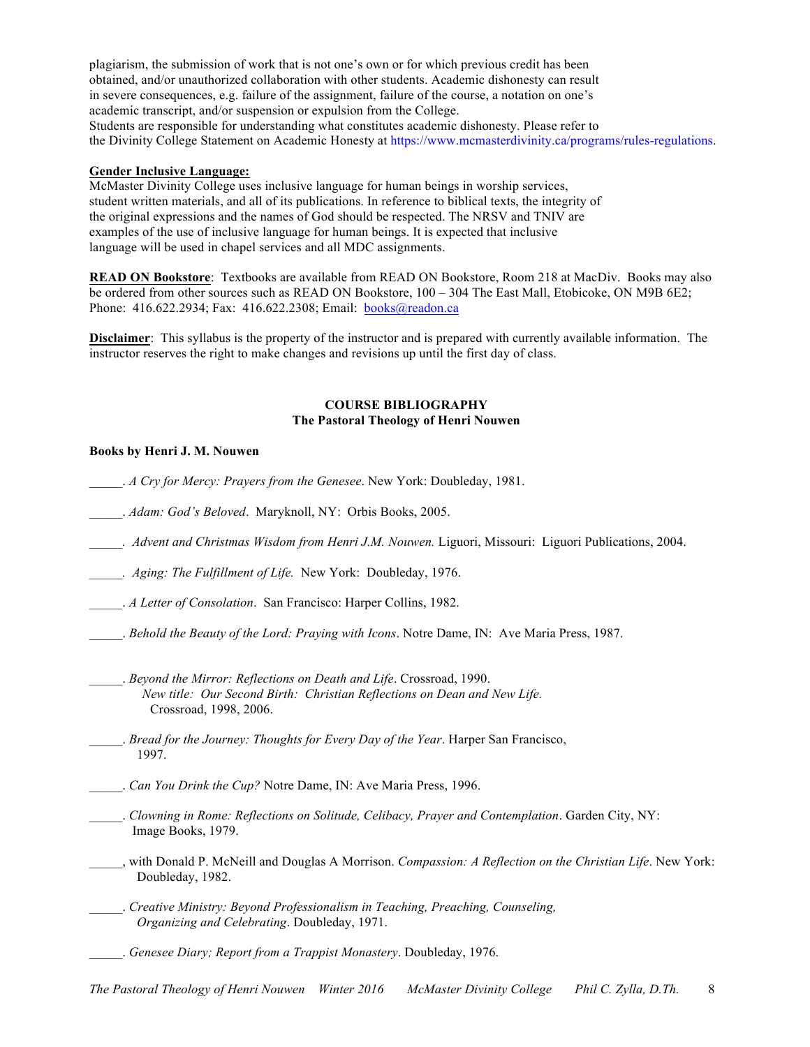plagiarism, the submission of work that is not one's own or for which previous credit has been obtained, and/or unauthorized collaboration with other students. Academic dishonesty can result in severe consequences, e.g. failure of the assignment, failure of the course, a notation on one's academic transcript, and/or suspension or expulsion from the College.
Students are responsible for understanding what constitutes academic dishonesty. Please refer to the Divinity College Statement on Academic Honesty at https://www.mcmasterdivinity.ca/programs/rules-regulations.

**Gender Inclusive Language:**
McMaster Divinity College uses inclusive language for human beings in worship services, student written materials, and all of its publications. In reference to biblical texts, the integrity of the original expressions and the names of God should be respected. The NRSV and TNIV are examples of the use of inclusive language for human beings. It is expected that inclusive language will be used in chapel services and all MDC assignments.

**READ ON Bookstore**: Textbooks are available from READ ON Bookstore, Room 218 at MacDiv. Books may also be ordered from other sources such as READ ON Bookstore, 100 – 304 The East Mall, Etobicoke, ON M9B 6E2; Phone: 416.622.2934; Fax: 416.622.2308; Email: books@readon.ca

**Disclaimer**: This syllabus is the property of the instructor and is prepared with currently available information. The instructor reserves the right to make changes and revisions up until the first day of class.

## COURSE BIBLIOGRAPHY
## The Pastoral Theology of Henri Nouwen

**Books by Henri J. M. Nouwen**

_____. *A Cry for Mercy: Prayers from the Genesee*. New York: Doubleday, 1981.

_____. *Adam: God's Beloved*. Maryknoll, NY: Orbis Books, 2005.

_____. *Advent and Christmas Wisdom from Henri J.M. Nouwen.* Liguori, Missouri: Liguori Publications, 2004.

_____. *Aging: The Fulfillment of Life.* New York: Doubleday, 1976.

_____. *A Letter of Consolation*. San Francisco: Harper Collins, 1982.

_____. *Behold the Beauty of the Lord: Praying with Icons*. Notre Dame, IN: Ave Maria Press, 1987.

_____. *Beyond the Mirror: Reflections on Death and Life*. Crossroad, 1990.
*New title: Our Second Birth: Christian Reflections on Dean and New Life.* Crossroad, 1998, 2006.

_____. *Bread for the Journey: Thoughts for Every Day of the Year*. Harper San Francisco, 1997.

_____. *Can You Drink the Cup?* Notre Dame, IN: Ave Maria Press, 1996.

_____. *Clowning in Rome: Reflections on Solitude, Celibacy, Prayer and Contemplation*. Garden City, NY: Image Books, 1979.

_____, with Donald P. McNeill and Douglas A Morrison. *Compassion: A Reflection on the Christian Life*. New York: Doubleday, 1982.

_____. *Creative Ministry: Beyond Professionalism in Teaching, Preaching, Counseling, Organizing and Celebrating*. Doubleday, 1971.

_____. *Genesee Diary; Report from a Trappist Monastery*. Doubleday, 1976.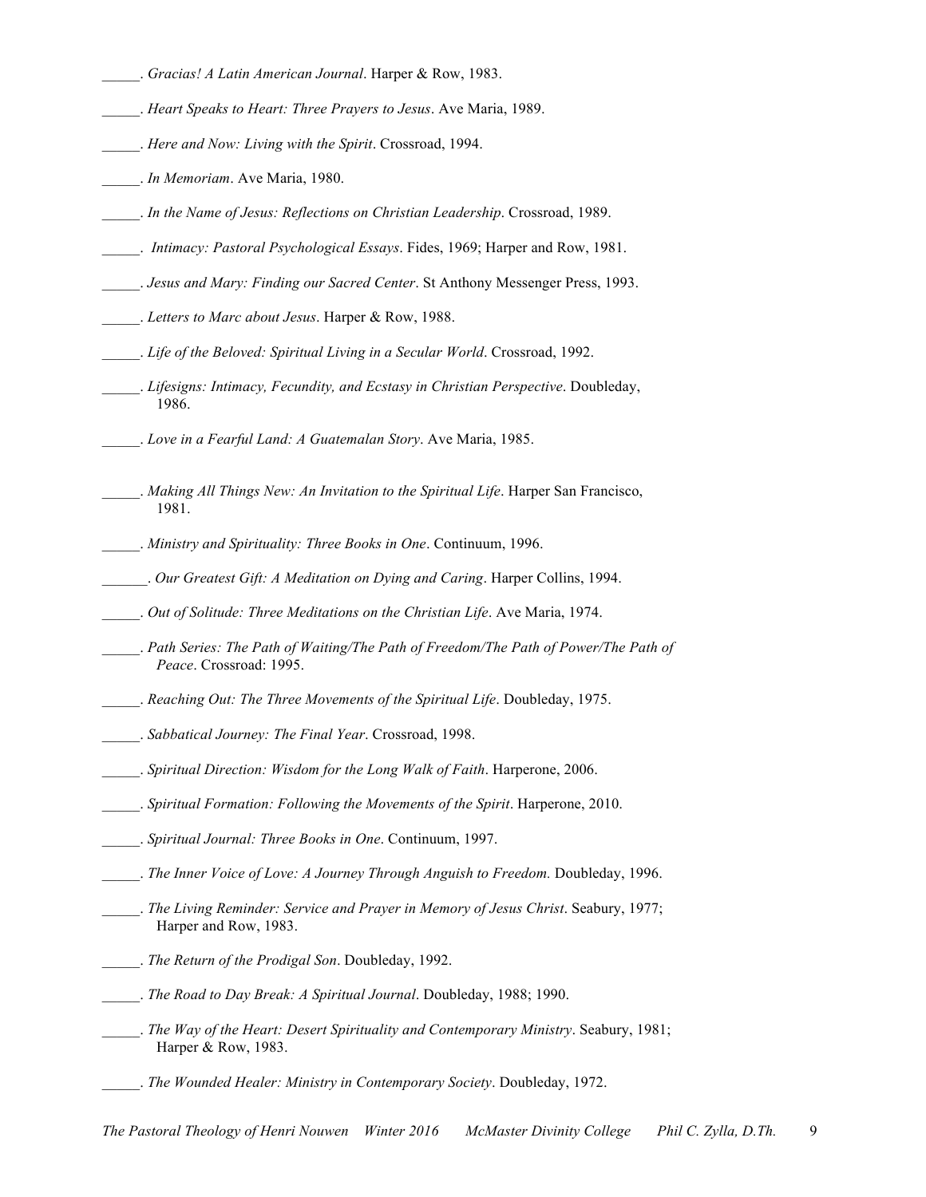_____. *Gracias! A Latin American Journal*. Harper & Row, 1983.

_____. *Heart Speaks to Heart: Three Prayers to Jesus*. Ave Maria, 1989.

_____. *Here and Now: Living with the Spirit*. Crossroad, 1994.

_____. *In Memoriam*. Ave Maria, 1980.

_____. *In the Name of Jesus: Reflections on Christian Leadership*. Crossroad, 1989.

_____. *Intimacy: Pastoral Psychological Essays*. Fides, 1969; Harper and Row, 1981.

_____. *Jesus and Mary: Finding our Sacred Center*. St Anthony Messenger Press, 1993.

_____. *Letters to Marc about Jesus*. Harper & Row, 1988.

_____. *Life of the Beloved: Spiritual Living in a Secular World*. Crossroad, 1992.

_____. *Lifesigns: Intimacy, Fecundity, and Ecstasy in Christian Perspective*. Doubleday, 1986.

_____. *Love in a Fearful Land: A Guatemalan Story*. Ave Maria, 1985.

_____. *Making All Things New: An Invitation to the Spiritual Life*. Harper San Francisco, 1981.

_____. *Ministry and Spirituality: Three Books in One*. Continuum, 1996.

______. *Our Greatest Gift: A Meditation on Dying and Caring*. Harper Collins, 1994.

_____. *Out of Solitude: Three Meditations on the Christian Life*. Ave Maria, 1974.

_____. *Path Series: The Path of Waiting/The Path of Freedom/The Path of Power/The Path of Peace*. Crossroad: 1995.

_____. *Reaching Out: The Three Movements of the Spiritual Life*. Doubleday, 1975.

_____. *Sabbatical Journey: The Final Year*. Crossroad, 1998.

_____. *Spiritual Direction: Wisdom for the Long Walk of Faith*. Harperone, 2006.

_____. *Spiritual Formation: Following the Movements of the Spirit*. Harperone, 2010.

_____. *Spiritual Journal: Three Books in One*. Continuum, 1997.

_____. *The Inner Voice of Love: A Journey Through Anguish to Freedom.* Doubleday, 1996.

_____. *The Living Reminder: Service and Prayer in Memory of Jesus Christ*. Seabury, 1977; Harper and Row, 1983.

_____. *The Return of the Prodigal Son*. Doubleday, 1992.

_____. *The Road to Day Break: A Spiritual Journal*. Doubleday, 1988; 1990.

_____. *The Way of the Heart: Desert Spirituality and Contemporary Ministry*. Seabury, 1981; Harper & Row, 1983.

_____. *The Wounded Healer: Ministry in Contemporary Society*. Doubleday, 1972.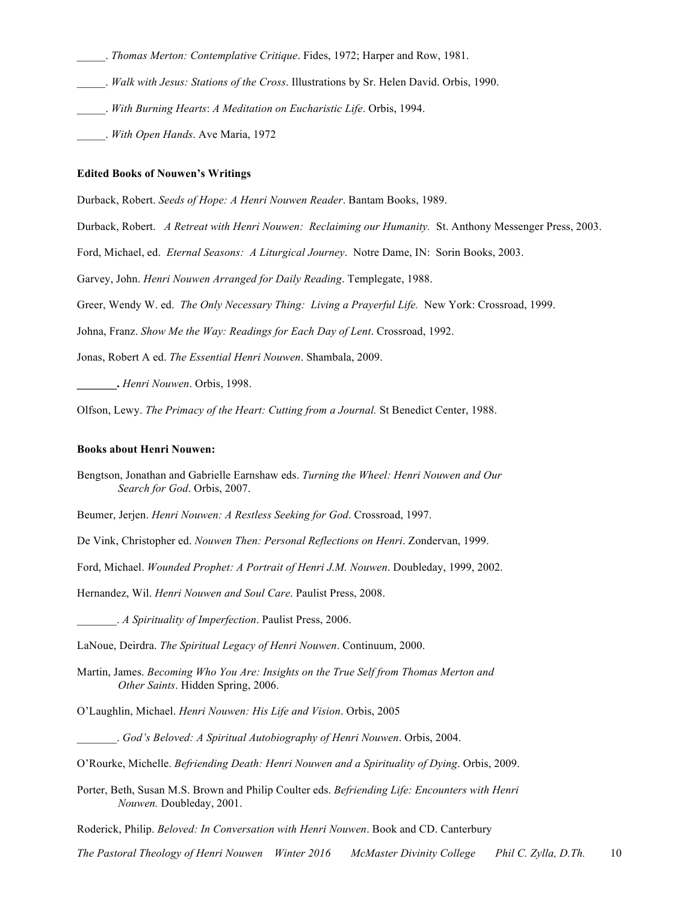_____. *Thomas Merton: Contemplative Critique*. Fides, 1972; Harper and Row, 1981.

_____. *Walk with Jesus: Stations of the Cross*. Illustrations by Sr. Helen David. Orbis, 1990.

_____. *With Burning Hearts*: *A Meditation on Eucharistic Life*. Orbis, 1994.

_____. *With Open Hands*. Ave Maria, 1972

**Edited Books of Nouwen's Writings**

Durback, Robert. *Seeds of Hope: A Henri Nouwen Reader*. Bantam Books, 1989.

Durback, Robert. *A Retreat with Henri Nouwen: Reclaiming our Humanity.* St. Anthony Messenger Press, 2003.

Ford, Michael, ed. *Eternal Seasons: A Liturgical Journey*. Notre Dame, IN: Sorin Books, 2003.

Garvey, John. *Henri Nouwen Arranged for Daily Reading*. Templegate, 1988.

Greer, Wendy W. ed. *The Only Necessary Thing: Living a Prayerful Life.* New York: Crossroad, 1999.

Johna, Franz. *Show Me the Way: Readings for Each Day of Lent*. Crossroad, 1992.

Jonas, Robert A ed. *The Essential Henri Nouwen*. Shambala, 2009.

**_______.** *Henri Nouwen*. Orbis, 1998.

Olfson, Lewy. *The Primacy of the Heart: Cutting from a Journal.* St Benedict Center, 1988.

**Books about Henri Nouwen:**

Bengtson, Jonathan and Gabrielle Earnshaw eds. *Turning the Wheel: Henri Nouwen and Our Search for God*. Orbis, 2007.

Beumer, Jerjen. *Henri Nouwen: A Restless Seeking for God*. Crossroad, 1997.

De Vink, Christopher ed. *Nouwen Then: Personal Reflections on Henri*. Zondervan, 1999.

Ford, Michael. *Wounded Prophet: A Portrait of Henri J.M. Nouwen*. Doubleday, 1999, 2002.

Hernandez, Wil. *Henri Nouwen and Soul Care*. Paulist Press, 2008.

_______. *A Spirituality of Imperfection*. Paulist Press, 2006.

LaNoue, Deirdra. *The Spiritual Legacy of Henri Nouwen*. Continuum, 2000.

Martin, James. *Becoming Who You Are: Insights on the True Self from Thomas Merton and Other Saints*. Hidden Spring, 2006.

O'Laughlin, Michael. *Henri Nouwen: His Life and Vision*. Orbis, 2005

_______. *God's Beloved: A Spiritual Autobiography of Henri Nouwen*. Orbis, 2004.

O'Rourke, Michelle. *Befriending Death: Henri Nouwen and a Spirituality of Dying*. Orbis, 2009.

Porter, Beth, Susan M.S. Brown and Philip Coulter eds. *Befriending Life: Encounters with Henri Nouwen.* Doubleday, 2001.

Roderick, Philip. *Beloved: In Conversation with Henri Nouwen*. Book and CD. Canterbury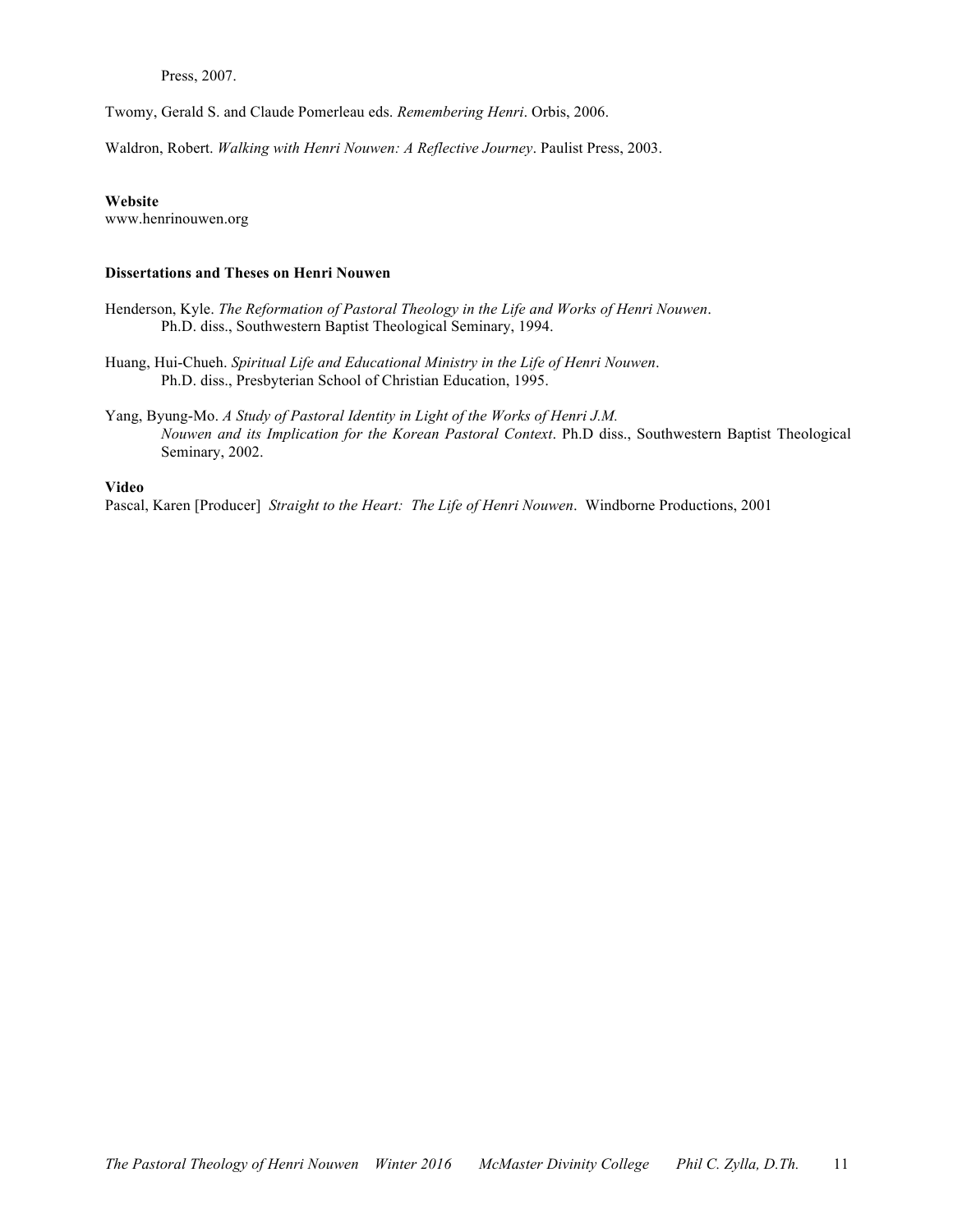Press, 2007.

Twomy, Gerald S. and Claude Pomerleau eds. *Remembering Henri*. Orbis, 2006.

Waldron, Robert. *Walking with Henri Nouwen: A Reflective Journey*. Paulist Press, 2003.

**Website**
www.henrinouwen.org

**Dissertations and Theses on Henri Nouwen**

Henderson, Kyle. *The Reformation of Pastoral Theology in the Life and Works of Henri Nouwen*. Ph.D. diss., Southwestern Baptist Theological Seminary, 1994.

Huang, Hui-Chueh. *Spiritual Life and Educational Ministry in the Life of Henri Nouwen*. Ph.D. diss., Presbyterian School of Christian Education, 1995.

Yang, Byung-Mo. *A Study of Pastoral Identity in Light of the Works of Henri J.M. Nouwen and its Implication for the Korean Pastoral Context*. Ph.D diss., Southwestern Baptist Theological Seminary, 2002.

**Video**
Pascal, Karen [Producer] *Straight to the Heart: The Life of Henri Nouwen*. Windborne Productions, 2001